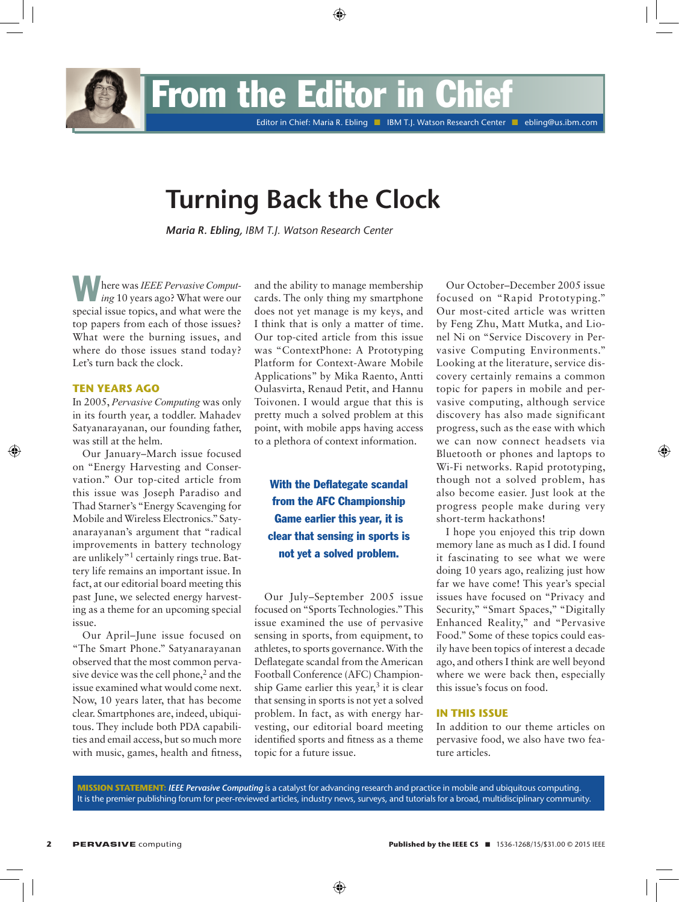# From the Editor in Chief

Editor in Chief: Maria R. Ebling ■ IBM T.J. Watson Research Center ■ ebling@us.ibm.com

## Turning Back the Clock

***Maria R. Ebling**, IBM T.J. Watson Research Center*

Where was *IEEE Pervasive Computing* 10 years ago? What were our special issue topics, and what were the top papers from each of those issues? What were the burning issues, and where do those issues stand today? Let's turn back the clock.

### TEN YEARS AGO

In 2005, *Pervasive Computing* was only in its fourth year, a toddler. Mahadev Satyanarayanan, our founding father, was still at the helm.

Our January–March issue focused on "Energy Harvesting and Conservation." Our top-cited article from this issue was Joseph Paradiso and Thad Starner's "Energy Scavenging for Mobile and Wireless Electronics." Satyanarayanan's argument that "radical improvements in battery technology are unlikely"[1] certainly rings true. Battery life remains an important issue. In fact, at our editorial board meeting this past June, we selected energy harvesting as a theme for an upcoming special issue.

Our April–June issue focused on "The Smart Phone." Satyanarayanan observed that the most common pervasive device was the cell phone,[2] and the issue examined what would come next. Now, 10 years later, that has become clear. Smartphones are, indeed, ubiquitous. They include both PDA capabilities and email access, but so much more with music, games, health and fitness, and the ability to manage membership cards. The only thing my smartphone does not yet manage is my keys, and I think that is only a matter of time. Our top-cited article from this issue was "ContextPhone: A Prototyping Platform for Context-Aware Mobile Applications" by Mika Raento, Antti Oulasvirta, Renaud Petit, and Hannu Toivonen. I would argue that this is pretty much a solved problem at this point, with mobile apps having access to a plethora of context information.

> **With the Deflategate scandal from the AFC Championship Game earlier this year, it is clear that sensing in sports is not yet a solved problem.**

Our July–September 2005 issue focused on "Sports Technologies." This issue examined the use of pervasive sensing in sports, from equipment, to athletes, to sports governance. With the Deflategate scandal from the American Football Conference (AFC) Championship Game earlier this year,[3] it is clear that sensing in sports is not yet a solved problem. In fact, as with energy harvesting, our editorial board meeting identified sports and fitness as a theme topic for a future issue.

Our October–December 2005 issue focused on "Rapid Prototyping." Our most-cited article was written by Feng Zhu, Matt Mutka, and Lionel Ni on "Service Discovery in Pervasive Computing Environments." Looking at the literature, service discovery certainly remains a common topic for papers in mobile and pervasive computing, although service discovery has also made significant progress, such as the ease with which we can now connect headsets via Bluetooth or phones and laptops to Wi-Fi networks. Rapid prototyping, though not a solved problem, has also become easier. Just look at the progress people make during very short-term hackathons!

I hope you enjoyed this trip down memory lane as much as I did. I found it fascinating to see what we were doing 10 years ago, realizing just how far we have come! This year's special issues have focused on "Privacy and Security," "Smart Spaces," "Digitally Enhanced Reality," and "Pervasive Food." Some of these topics could easily have been topics of interest a decade ago, and others I think are well beyond where we were back then, especially this issue's focus on food.

### IN THIS ISSUE

In addition to our theme articles on pervasive food, we also have two feature articles.

**MISSION STATEMENT:** *IEEE Pervasive Computing* is a catalyst for advancing research and practice in mobile and ubiquitous computing. It is the premier publishing forum for peer-reviewed articles, industry news, surveys, and tutorials for a broad, multidisciplinary community.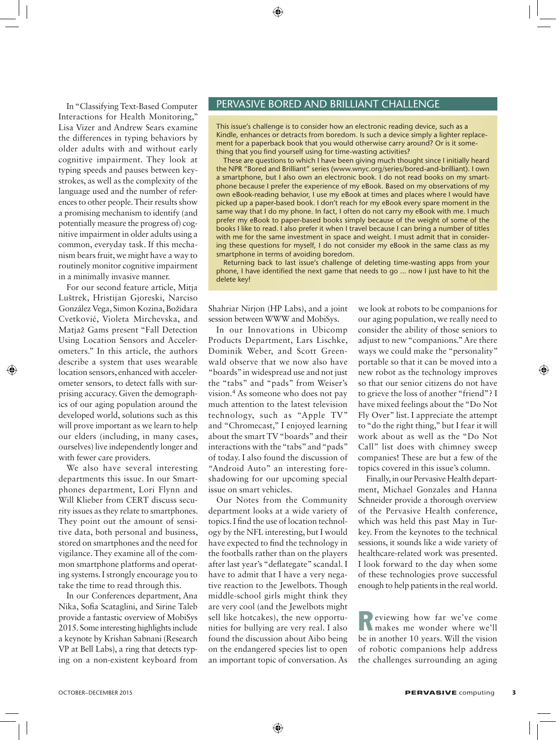In "Classifying Text-Based Computer Interactions for Health Monitoring," Lisa Vizer and Andrew Sears examine the differences in typing behaviors by older adults with and without early cognitive impairment. They look at typing speeds and pauses between keystrokes, as well as the complexity of the language used and the number of references to other people. Their results show a promising mechanism to identify (and potentially measure the progress of) cognitive impairment in older adults using a common, everyday task. If this mechanism bears fruit, we might have a way to routinely monitor cognitive impairment in a minimally invasive manner.

For our second feature article, Mitja Luštrek, Hristijan Gjoreski, Narciso González Vega, Simon Kozina, Božidara Cvetković, Violeta Mirchevska, and Matjaž Gams present "Fall Detection Using Location Sensors and Accelerometers." In this article, the authors describe a system that uses wearable location sensors, enhanced with accelerometer sensors, to detect falls with surprising accuracy. Given the demographics of our aging population around the developed world, solutions such as this will prove important as we learn to help our elders (including, in many cases, ourselves) live independently longer and with fewer care providers.

We also have several interesting departments this issue. In our Smartphones department, Lori Flynn and Will Klieber from CERT discuss security issues as they relate to smartphones. They point out the amount of sensitive data, both personal and business, stored on smartphones and the need for vigilance. They examine all of the common smartphone platforms and operating systems. I strongly encourage you to take the time to read through this.

In our Conferences department, Ana Nika, Sofia Scataglini, and Sirine Taleb provide a fantastic overview of MobiSys 2015. Some interesting highlights include a keynote by Krishan Sabnani (Research VP at Bell Labs), a ring that detects typing on a non-existent keyboard from Shahriar Nirjon (HP Labs), and a joint session between WWW and MobiSys.

In our Innovations in Ubicomp Products Department, Lars Lischke, Dominik Weber, and Scott Greenwald observe that we now also have "boards" in widespread use and not just the "tabs" and "pads" from Weiser's vision.[4] As someone who does not pay much attention to the latest television technology, such as "Apple TV" and "Chromecast," I enjoyed learning about the smart TV "boards" and their interactions with the "tabs" and "pads" of today. I also found the discussion of "Android Auto" an interesting foreshadowing for our upcoming special issue on smart vehicles.

Our Notes from the Community department looks at a wide variety of topics. I find the use of location technology by the NFL interesting, but I would have expected to find the technology in the footballs rather than on the players after last year's "deflategate" scandal. I have to admit that I have a very negative reaction to the Jewelbots. Though middle-school girls might think they are very cool (and the Jewelbots might sell like hotcakes), the new opportunities for bullying are very real. I also found the discussion about Aibo being on the endangered species list to open an important topic of conversation. As we look at robots to be companions for our aging population, we really need to consider the ability of those seniors to adjust to new "companions." Are there ways we could make the "personality" portable so that it can be moved into a new robot as the technology improves so that our senior citizens do not have to grieve the loss of another "friend"? I have mixed feelings about the "Do Not Fly Over" list. I appreciate the attempt to "do the right thing," but I fear it will work about as well as the "Do Not Call" list does with chimney sweep companies! These are but a few of the topics covered in this issue's column.

Finally, in our Pervasive Health department, Michael Gonzales and Hanna Schneider provide a thorough overview of the Pervasive Health conference, which was held this past May in Turkey. From the keynotes to the technical sessions, it sounds like a wide variety of healthcare-related work was presented. I look forward to the day when some of these technologies prove successful enough to help patients in the real world.

Reviewing how far we've come makes me wonder where we'll be in another 10 years. Will the vision of robotic companions help address the challenges surrounding an aging

## PERVASIVE BORED AND BRILLIANT CHALLENGE

This issue's challenge is to consider how an electronic reading device, such as a Kindle, enhances or detracts from boredom. Is such a device simply a lighter replacement for a paperback book that you would otherwise carry around? Or is it something that you find yourself using for time-wasting activities?

These are questions to which I have been giving much thought since I initially heard the NPR "Bored and Brilliant" series (www.wnyc.org/series/bored-and-brilliant). I own a smartphone, but I also own an electronic book. I do not read books on my smartphone because I prefer the experience of my eBook. Based on my observations of my own eBook-reading behavior, I use my eBook at times and places where I would have picked up a paper-based book. I don't reach for my eBook every spare moment in the same way that I do my phone. In fact, I often do not carry my eBook with me. I much prefer my eBook to paper-based books simply because of the weight of some of the books I like to read. I also prefer it when I travel because I can bring a number of titles with me for the same investment in space and weight. I must admit that in considering these questions for myself, I do not consider my eBook in the same class as my smartphone in terms of avoiding boredom.

Returning back to last issue's challenge of deleting time-wasting apps from your phone, I have identified the next game that needs to go ... now I just have to hit the delete key!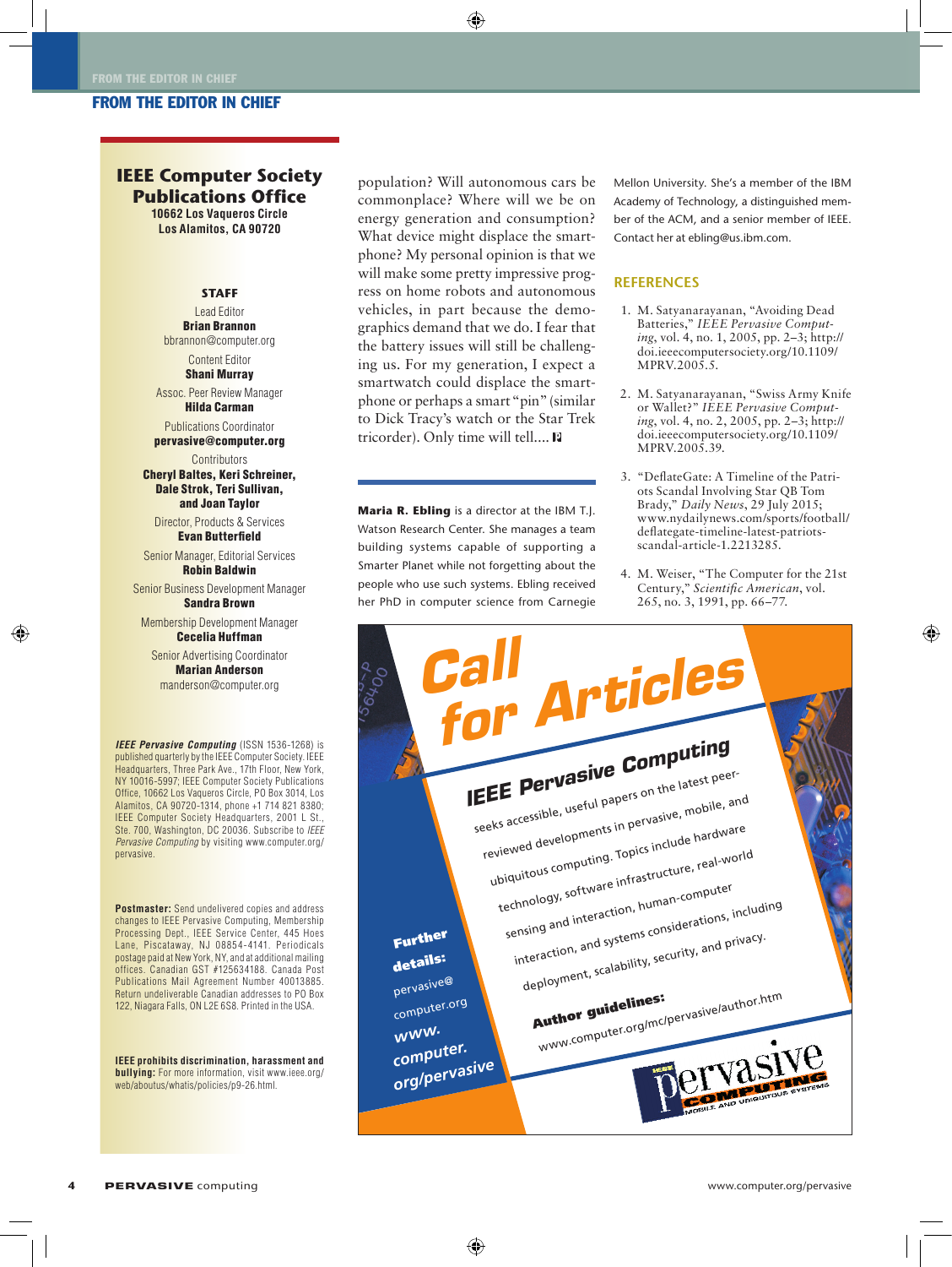## IEEE Computer Society Publications Office

10662 Los Vaqueros Circle
Los Alamitos, CA 90720

**STAFF**

Lead Editor
**Brian Brannon**
bbrannon@computer.org

Content Editor
**Shani Murray**

Assoc. Peer Review Manager
**Hilda Carman**

Publications Coordinator
**pervasive@computer.org**

Contributors
**Cheryl Baltes, Keri Schreiner, Dale Strok, Teri Sullivan, and Joan Taylor**

Director, Products & Services
**Evan Butterfield**

Senior Manager, Editorial Services
**Robin Baldwin**

Senior Business Development Manager
**Sandra Brown**

Membership Development Manager
**Cecelia Huffman**

Senior Advertising Coordinator
**Marian Anderson**
manderson@computer.org

***IEEE Pervasive Computing*** (ISSN 1536-1268) is published quarterly by the IEEE Computer Society. IEEE Headquarters, Three Park Ave., 17th Floor, New York, NY 10016-5997; IEEE Computer Society Publications Office, 10662 Los Vaqueros Circle, PO Box 3014, Los Alamitos, CA 90720-1314, phone +1 714 821 8380; IEEE Computer Society Headquarters, 2001 L St., Ste. 700, Washington, DC 20036. Subscribe to *IEEE Pervasive Computing* by visiting www.computer.org/pervasive.

**Postmaster:** Send undelivered copies and address changes to IEEE Pervasive Computing, Membership Processing Dept., IEEE Service Center, 445 Hoes Lane, Piscataway, NJ 08854-4141. Periodicals postage paid at New York, NY, and at additional mailing offices. Canadian GST #125634188. Canada Post Publications Mail Agreement Number 40013885. Return undeliverable Canadian addresses to PO Box 122, Niagara Falls, ON L2E 6S8. Printed in the USA.

**IEEE prohibits discrimination, harassment and bullying:** For more information, visit www.ieee.org/web/aboutus/whatis/policies/p9-26.html.

population? Will autonomous cars be commonplace? Where will we be on energy generation and consumption? What device might displace the smartphone? My personal opinion is that we will make some pretty impressive progress on home robots and autonomous vehicles, in part because the demographics demand that we do. I fear that the battery issues will still be challenging us. For my generation, I expect a smartwatch could displace the smartphone or perhaps a smart "pin" (similar to Dick Tracy's watch or the Star Trek tricorder). Only time will tell....

**Maria R. Ebling** is a director at the IBM T.J. Watson Research Center. She manages a team building systems capable of supporting a Smarter Planet while not forgetting about the people who use such systems. Ebling received her PhD in computer science from Carnegie Mellon University. She's a member of the IBM Academy of Technology, a distinguished member of the ACM, and a senior member of IEEE. Contact her at ebling@us.ibm.com.

## REFERENCES

1. M. Satyanarayanan, "Avoiding Dead Batteries," *IEEE Pervasive Computing*, vol. 4, no. 1, 2005, pp. 2–3; http://doi.ieeecomputersociety.org/10.1109/MPRV.2005.5.
2. M. Satyanarayanan, "Swiss Army Knife or Wallet?" *IEEE Pervasive Computing*, vol. 4, no. 2, 2005, pp. 2–3; http://doi.ieeecomputersociety.org/10.1109/MPRV.2005.39.
3. "DeflateGate: A Timeline of the Patriots Scandal Involving Star QB Tom Brady," *Daily News*, 29 July 2015; www.nydailynews.com/sports/football/deflategate-timeline-latest-patriots-scandal-article-1.2213285.
4. M. Weiser, "The Computer for the 21st Century," *Scientific American*, vol. 265, no. 3, 1991, pp. 66–77.

## Call for Articles

**IEEE Pervasive Computing** seeks accessible, useful papers on the latest peer-reviewed developments in pervasive, mobile, and ubiquitous computing. Topics include hardware technology, software infrastructure, real-world sensing and interaction, human-computer interaction, and systems considerations, including deployment, scalability, security, and privacy.

**Author guidelines:** www.computer.org/mc/pervasive/author.htm

**Further details:** pervasive@computer.org
www.computer.org/pervasive